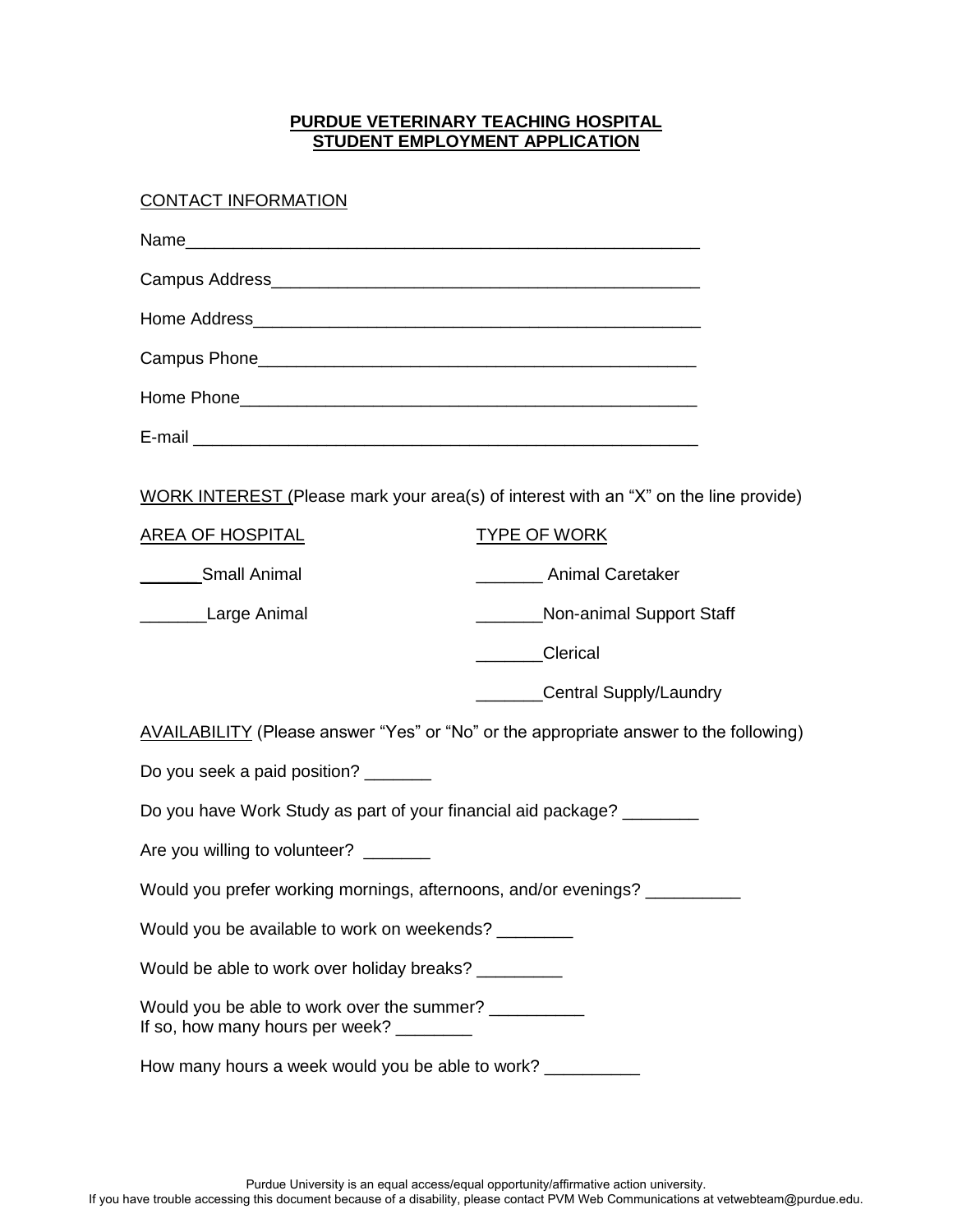**PURDUE VETERINARY TEACHING HOSPITAL**
**STUDENT EMPLOYMENT APPLICATION**

CONTACT INFORMATION

Name________________________________________________________

Campus Address______________________________________________

Home Address________________________________________________

Campus Phone________________________________________________

Home Phone__________________________________________________

E-mail ______________________________________________________

WORK INTEREST (Please mark your area(s) of interest with an "X" on the line provide)

| AREA OF HOSPITAL | TYPE OF WORK |
|---|---|
| _______Small Animal | _______ Animal Caretaker |
| _______Large Animal | _______Non-animal Support Staff |
| | _______Clerical |
| | _______Central Supply/Laundry |

AVAILABILITY (Please answer "Yes" or "No" or the appropriate answer to the following)

Do you seek a paid position? _______

Do you have Work Study as part of your financial aid package? ________

Are you willing to volunteer? _______

Would you prefer working mornings, afternoons, and/or evenings? __________

Would you be available to work on weekends? ________

Would be able to work over holiday breaks? _________

Would you be able to work over the summer? __________
If so, how many hours per week? ________

How many hours a week would you be able to work? __________

Purdue University is an equal access/equal opportunity/affirmative action university.
If you have trouble accessing this document because of a disability, please contact PVM Web Communications at vetwebteam@purdue.edu.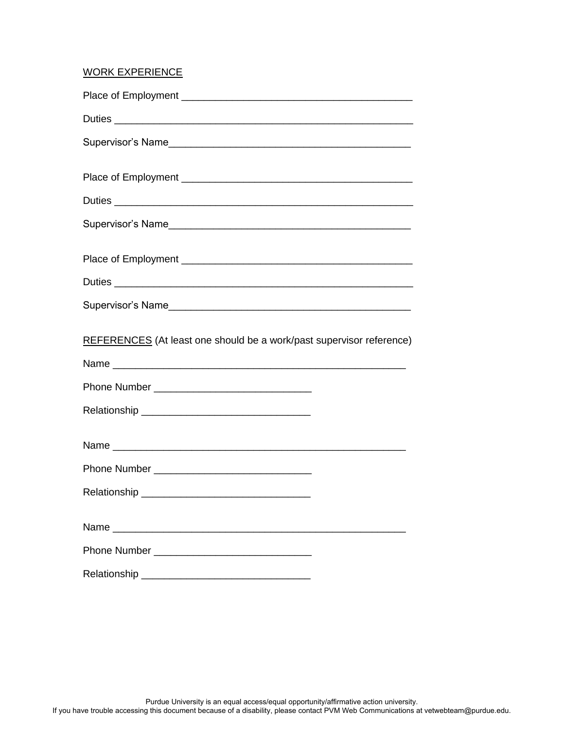WORK EXPERIENCE

Place of Employment ________________________________________

Duties ___________________________________________________

Supervisor's Name___________________________________________

Place of Employment ________________________________________

Duties ___________________________________________________

Supervisor's Name___________________________________________

Place of Employment ________________________________________

Duties ___________________________________________________

Supervisor's Name___________________________________________

REFERENCES (At least one should be a work/past supervisor reference)

Name ___________________________________________________

Phone Number ___________________________

Relationship _____________________________

Name ___________________________________________________

Phone Number ___________________________

Relationship _____________________________

Name ___________________________________________________

Phone Number ___________________________

Relationship _____________________________

Purdue University is an equal access/equal opportunity/affirmative action university.
If you have trouble accessing this document because of a disability, please contact PVM Web Communications at vetwebteam@purdue.edu.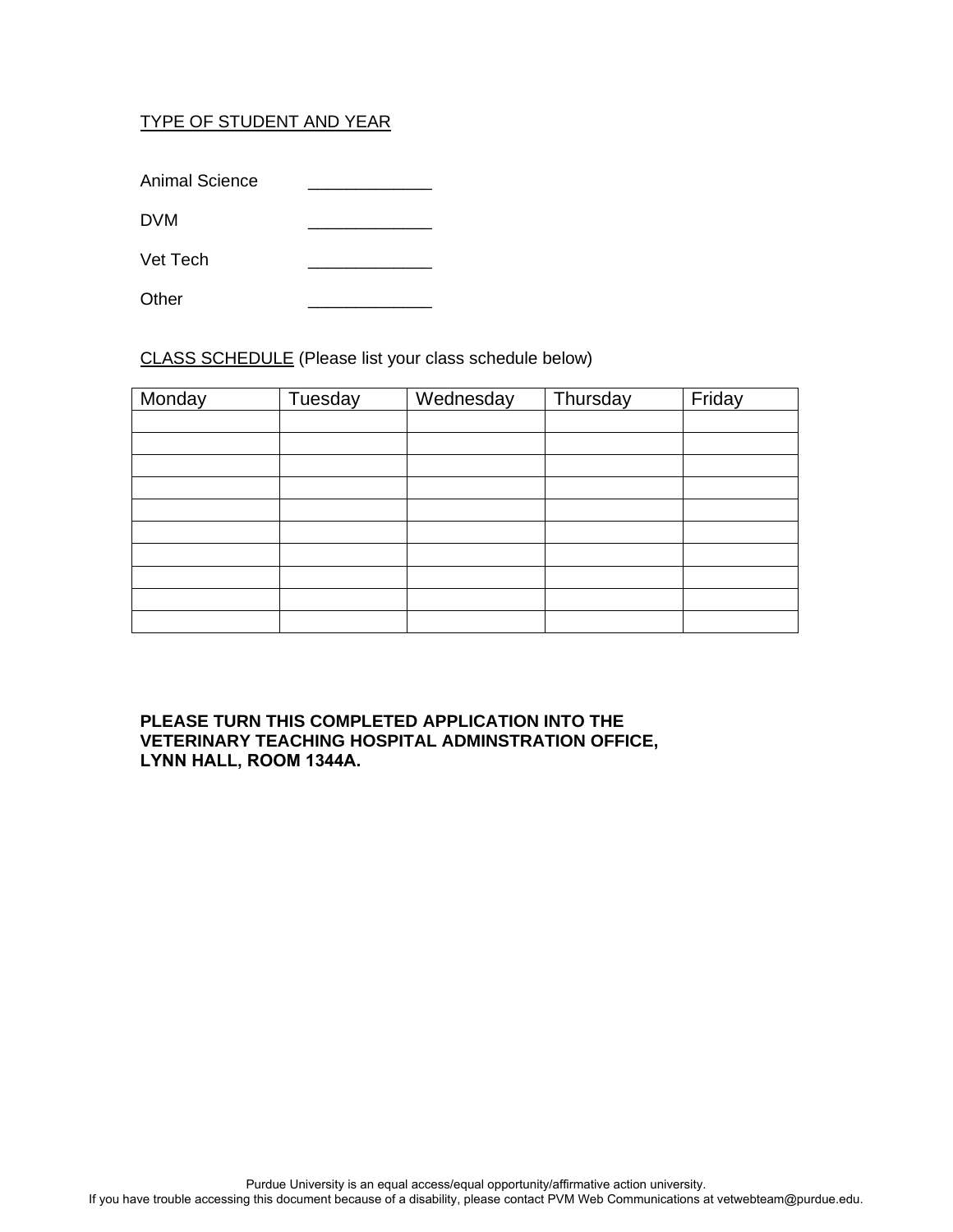TYPE OF STUDENT AND YEAR

Animal Science _____________

DVM _____________

Vet Tech _____________

Other _____________

CLASS SCHEDULE (Please list your class schedule below)

| Monday | Tuesday | Wednesday | Thursday | Friday |
|---|---|---|---|---|
| | | | | |
| | | | | |
| | | | | |
| | | | | |
| | | | | |
| | | | | |
| | | | | |
| | | | | |
| | | | | |
| | | | | |

**PLEASE TURN THIS COMPLETED APPLICATION INTO THE VETERINARY TEACHING HOSPITAL ADMINSTRATION OFFICE, LYNN HALL, ROOM 1344A.**

Purdue University is an equal access/equal opportunity/affirmative action university.
If you have trouble accessing this document because of a disability, please contact PVM Web Communications at vetwebteam@purdue.edu.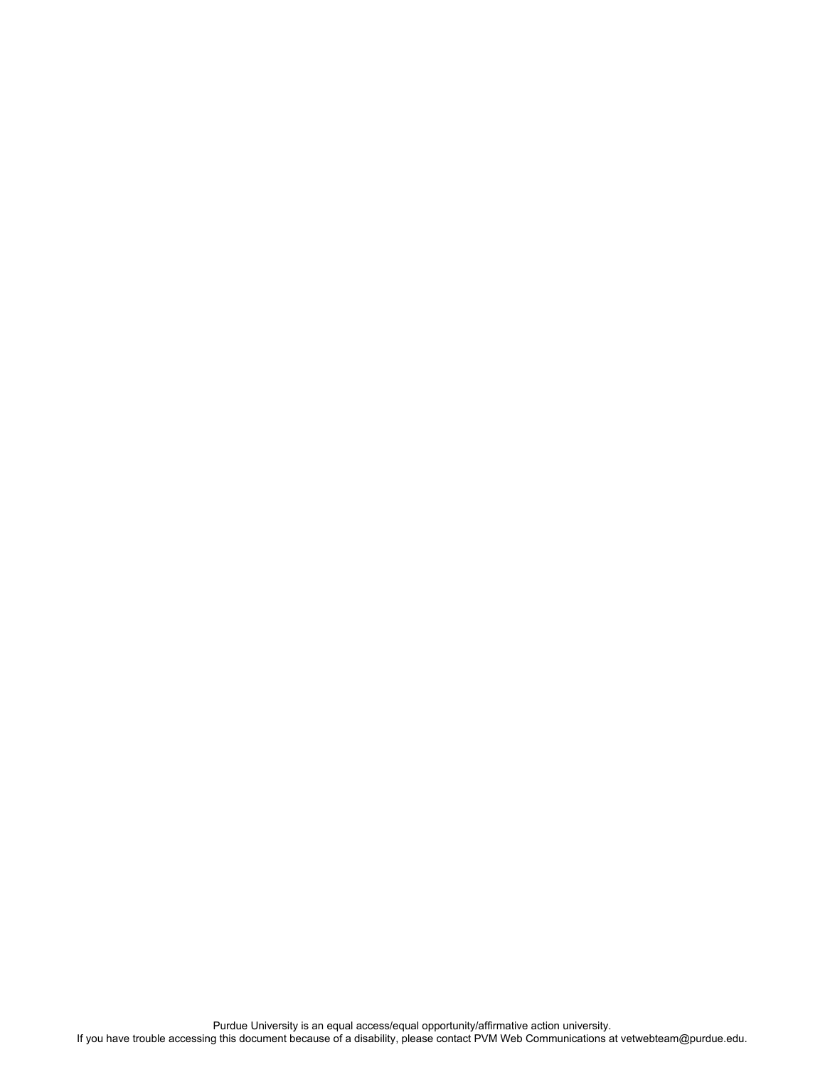Purdue University is an equal access/equal opportunity/affirmative action university.
If you have trouble accessing this document because of a disability, please contact PVM Web Communications at vetwebteam@purdue.edu.